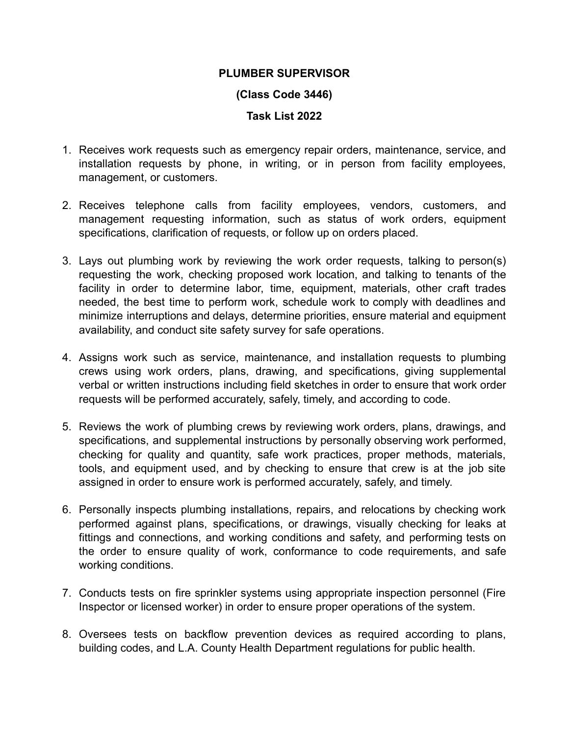# PLUMBER SUPERVISOR

## (Class Code 3446)

## Task List 2022

1. Receives work requests such as emergency repair orders, maintenance, service, and installation requests by phone, in writing, or in person from facility employees, management, or customers.

2. Receives telephone calls from facility employees, vendors, customers, and management requesting information, such as status of work orders, equipment specifications, clarification of requests, or follow up on orders placed.

3. Lays out plumbing work by reviewing the work order requests, talking to person(s) requesting the work, checking proposed work location, and talking to tenants of the facility in order to determine labor, time, equipment, materials, other craft trades needed, the best time to perform work, schedule work to comply with deadlines and minimize interruptions and delays, determine priorities, ensure material and equipment availability, and conduct site safety survey for safe operations.

4. Assigns work such as service, maintenance, and installation requests to plumbing crews using work orders, plans, drawing, and specifications, giving supplemental verbal or written instructions including field sketches in order to ensure that work order requests will be performed accurately, safely, timely, and according to code.

5. Reviews the work of plumbing crews by reviewing work orders, plans, drawings, and specifications, and supplemental instructions by personally observing work performed, checking for quality and quantity, safe work practices, proper methods, materials, tools, and equipment used, and by checking to ensure that crew is at the job site assigned in order to ensure work is performed accurately, safely, and timely.

6. Personally inspects plumbing installations, repairs, and relocations by checking work performed against plans, specifications, or drawings, visually checking for leaks at fittings and connections, and working conditions and safety, and performing tests on the order to ensure quality of work, conformance to code requirements, and safe working conditions.

7. Conducts tests on fire sprinkler systems using appropriate inspection personnel (Fire Inspector or licensed worker) in order to ensure proper operations of the system.

8. Oversees tests on backflow prevention devices as required according to plans, building codes, and L.A. County Health Department regulations for public health.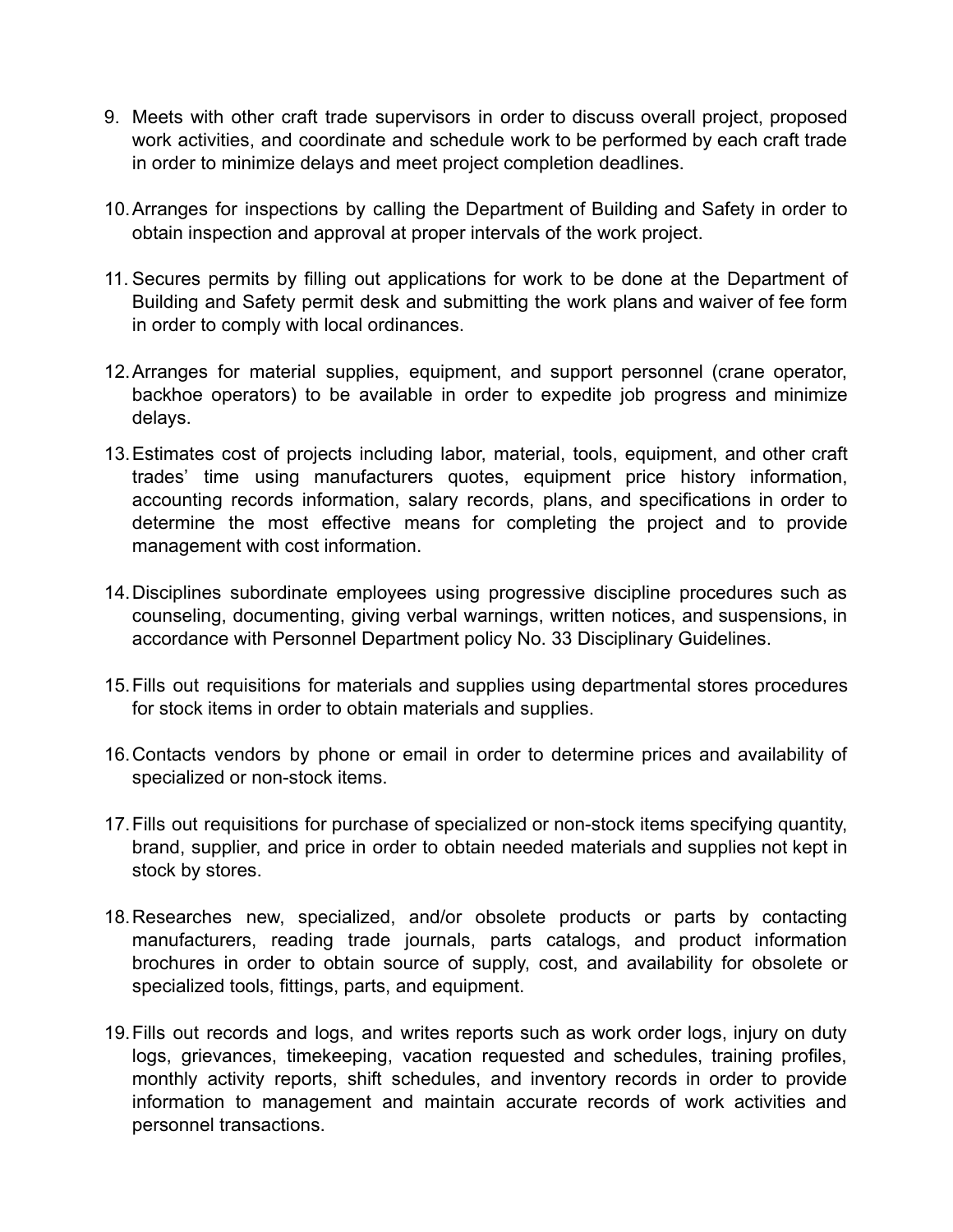9. Meets with other craft trade supervisors in order to discuss overall project, proposed work activities, and coordinate and schedule work to be performed by each craft trade in order to minimize delays and meet project completion deadlines.

10. Arranges for inspections by calling the Department of Building and Safety in order to obtain inspection and approval at proper intervals of the work project.

11. Secures permits by filling out applications for work to be done at the Department of Building and Safety permit desk and submitting the work plans and waiver of fee form in order to comply with local ordinances.

12. Arranges for material supplies, equipment, and support personnel (crane operator, backhoe operators) to be available in order to expedite job progress and minimize delays.

13. Estimates cost of projects including labor, material, tools, equipment, and other craft trades' time using manufacturers quotes, equipment price history information, accounting records information, salary records, plans, and specifications in order to determine the most effective means for completing the project and to provide management with cost information.

14. Disciplines subordinate employees using progressive discipline procedures such as counseling, documenting, giving verbal warnings, written notices, and suspensions, in accordance with Personnel Department policy No. 33 Disciplinary Guidelines.

15. Fills out requisitions for materials and supplies using departmental stores procedures for stock items in order to obtain materials and supplies.

16. Contacts vendors by phone or email in order to determine prices and availability of specialized or non-stock items.

17. Fills out requisitions for purchase of specialized or non-stock items specifying quantity, brand, supplier, and price in order to obtain needed materials and supplies not kept in stock by stores.

18. Researches new, specialized, and/or obsolete products or parts by contacting manufacturers, reading trade journals, parts catalogs, and product information brochures in order to obtain source of supply, cost, and availability for obsolete or specialized tools, fittings, parts, and equipment.

19. Fills out records and logs, and writes reports such as work order logs, injury on duty logs, grievances, timekeeping, vacation requested and schedules, training profiles, monthly activity reports, shift schedules, and inventory records in order to provide information to management and maintain accurate records of work activities and personnel transactions.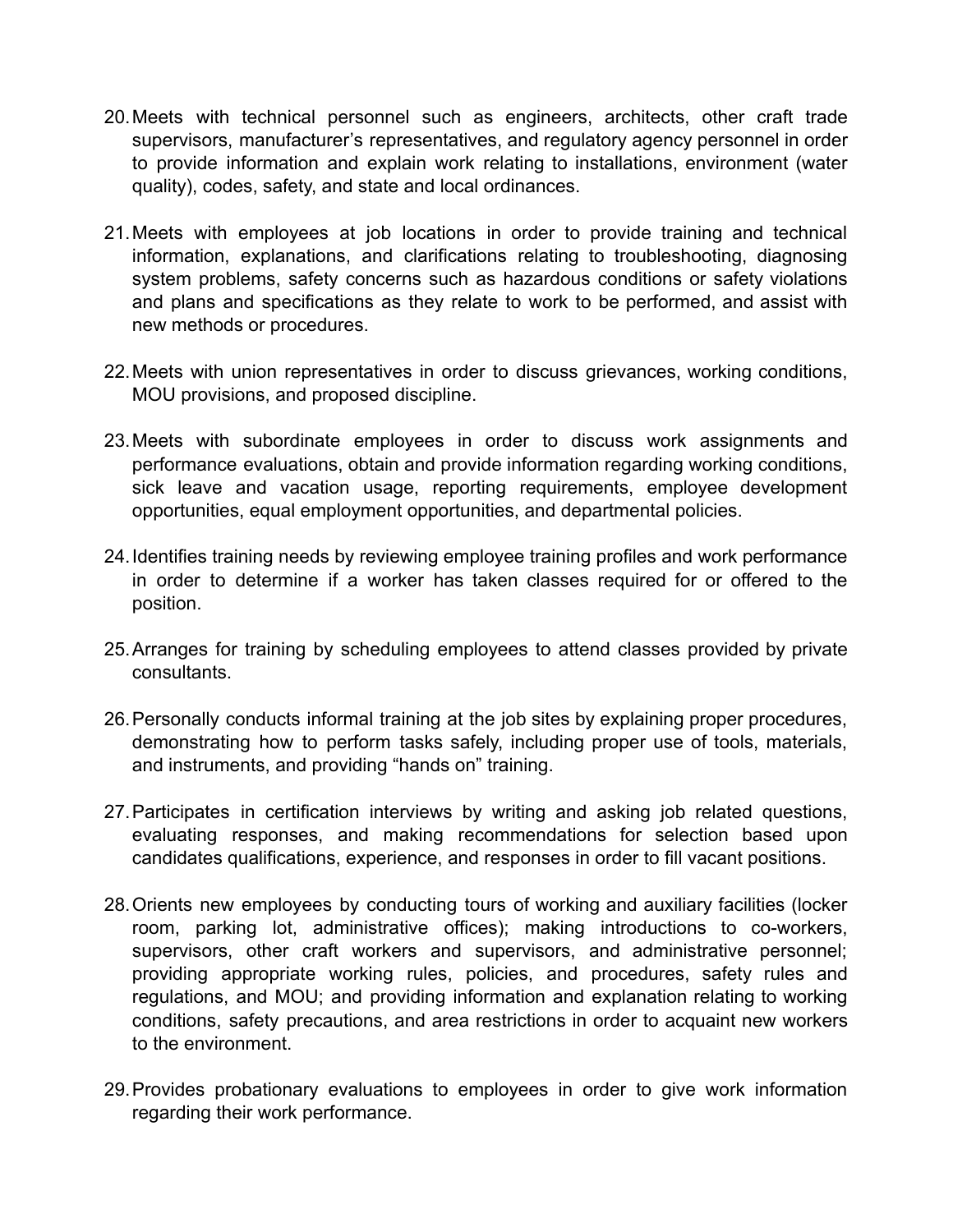20. Meets with technical personnel such as engineers, architects, other craft trade supervisors, manufacturer's representatives, and regulatory agency personnel in order to provide information and explain work relating to installations, environment (water quality), codes, safety, and state and local ordinances.

21. Meets with employees at job locations in order to provide training and technical information, explanations, and clarifications relating to troubleshooting, diagnosing system problems, safety concerns such as hazardous conditions or safety violations and plans and specifications as they relate to work to be performed, and assist with new methods or procedures.

22. Meets with union representatives in order to discuss grievances, working conditions, MOU provisions, and proposed discipline.

23. Meets with subordinate employees in order to discuss work assignments and performance evaluations, obtain and provide information regarding working conditions, sick leave and vacation usage, reporting requirements, employee development opportunities, equal employment opportunities, and departmental policies.

24. Identifies training needs by reviewing employee training profiles and work performance in order to determine if a worker has taken classes required for or offered to the position.

25. Arranges for training by scheduling employees to attend classes provided by private consultants.

26. Personally conducts informal training at the job sites by explaining proper procedures, demonstrating how to perform tasks safely, including proper use of tools, materials, and instruments, and providing "hands on" training.

27. Participates in certification interviews by writing and asking job related questions, evaluating responses, and making recommendations for selection based upon candidates qualifications, experience, and responses in order to fill vacant positions.

28. Orients new employees by conducting tours of working and auxiliary facilities (locker room, parking lot, administrative offices); making introductions to co-workers, supervisors, other craft workers and supervisors, and administrative personnel; providing appropriate working rules, policies, and procedures, safety rules and regulations, and MOU; and providing information and explanation relating to working conditions, safety precautions, and area restrictions in order to acquaint new workers to the environment.

29. Provides probationary evaluations to employees in order to give work information regarding their work performance.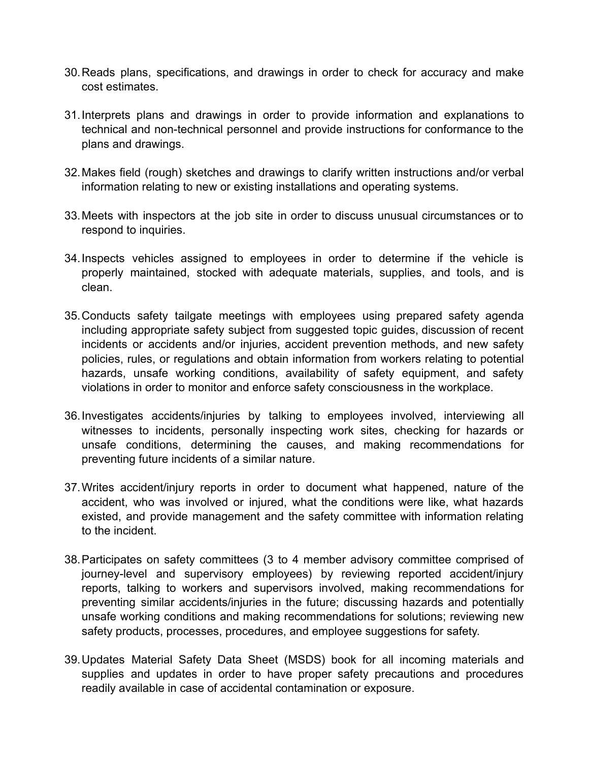30. Reads plans, specifications, and drawings in order to check for accuracy and make cost estimates.

31. Interprets plans and drawings in order to provide information and explanations to technical and non-technical personnel and provide instructions for conformance to the plans and drawings.

32. Makes field (rough) sketches and drawings to clarify written instructions and/or verbal information relating to new or existing installations and operating systems.

33. Meets with inspectors at the job site in order to discuss unusual circumstances or to respond to inquiries.

34. Inspects vehicles assigned to employees in order to determine if the vehicle is properly maintained, stocked with adequate materials, supplies, and tools, and is clean.

35. Conducts safety tailgate meetings with employees using prepared safety agenda including appropriate safety subject from suggested topic guides, discussion of recent incidents or accidents and/or injuries, accident prevention methods, and new safety policies, rules, or regulations and obtain information from workers relating to potential hazards, unsafe working conditions, availability of safety equipment, and safety violations in order to monitor and enforce safety consciousness in the workplace.

36. Investigates accidents/injuries by talking to employees involved, interviewing all witnesses to incidents, personally inspecting work sites, checking for hazards or unsafe conditions, determining the causes, and making recommendations for preventing future incidents of a similar nature.

37. Writes accident/injury reports in order to document what happened, nature of the accident, who was involved or injured, what the conditions were like, what hazards existed, and provide management and the safety committee with information relating to the incident.

38. Participates on safety committees (3 to 4 member advisory committee comprised of journey-level and supervisory employees) by reviewing reported accident/injury reports, talking to workers and supervisors involved, making recommendations for preventing similar accidents/injuries in the future; discussing hazards and potentially unsafe working conditions and making recommendations for solutions; reviewing new safety products, processes, procedures, and employee suggestions for safety.

39. Updates Material Safety Data Sheet (MSDS) book for all incoming materials and supplies and updates in order to have proper safety precautions and procedures readily available in case of accidental contamination or exposure.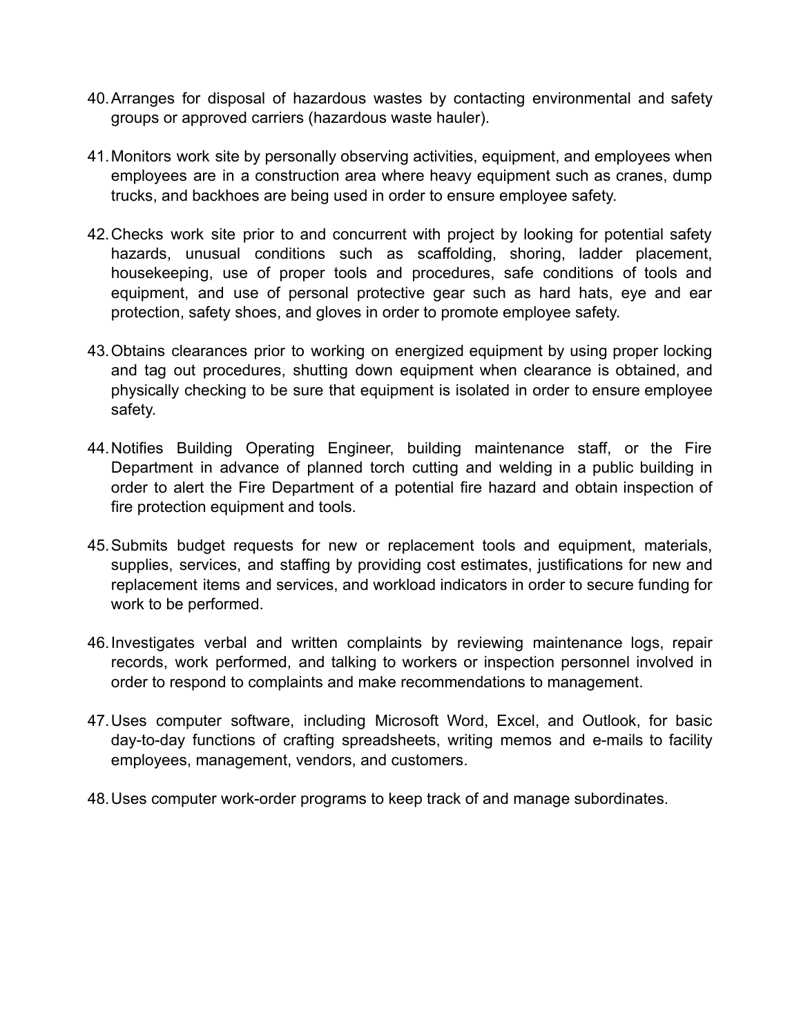40. Arranges for disposal of hazardous wastes by contacting environmental and safety groups or approved carriers (hazardous waste hauler).

41. Monitors work site by personally observing activities, equipment, and employees when employees are in a construction area where heavy equipment such as cranes, dump trucks, and backhoes are being used in order to ensure employee safety.

42. Checks work site prior to and concurrent with project by looking for potential safety hazards, unusual conditions such as scaffolding, shoring, ladder placement, housekeeping, use of proper tools and procedures, safe conditions of tools and equipment, and use of personal protective gear such as hard hats, eye and ear protection, safety shoes, and gloves in order to promote employee safety.

43. Obtains clearances prior to working on energized equipment by using proper locking and tag out procedures, shutting down equipment when clearance is obtained, and physically checking to be sure that equipment is isolated in order to ensure employee safety.

44. Notifies Building Operating Engineer, building maintenance staff, or the Fire Department in advance of planned torch cutting and welding in a public building in order to alert the Fire Department of a potential fire hazard and obtain inspection of fire protection equipment and tools.

45. Submits budget requests for new or replacement tools and equipment, materials, supplies, services, and staffing by providing cost estimates, justifications for new and replacement items and services, and workload indicators in order to secure funding for work to be performed.

46. Investigates verbal and written complaints by reviewing maintenance logs, repair records, work performed, and talking to workers or inspection personnel involved in order to respond to complaints and make recommendations to management.

47. Uses computer software, including Microsoft Word, Excel, and Outlook, for basic day-to-day functions of crafting spreadsheets, writing memos and e-mails to facility employees, management, vendors, and customers.

48. Uses computer work-order programs to keep track of and manage subordinates.